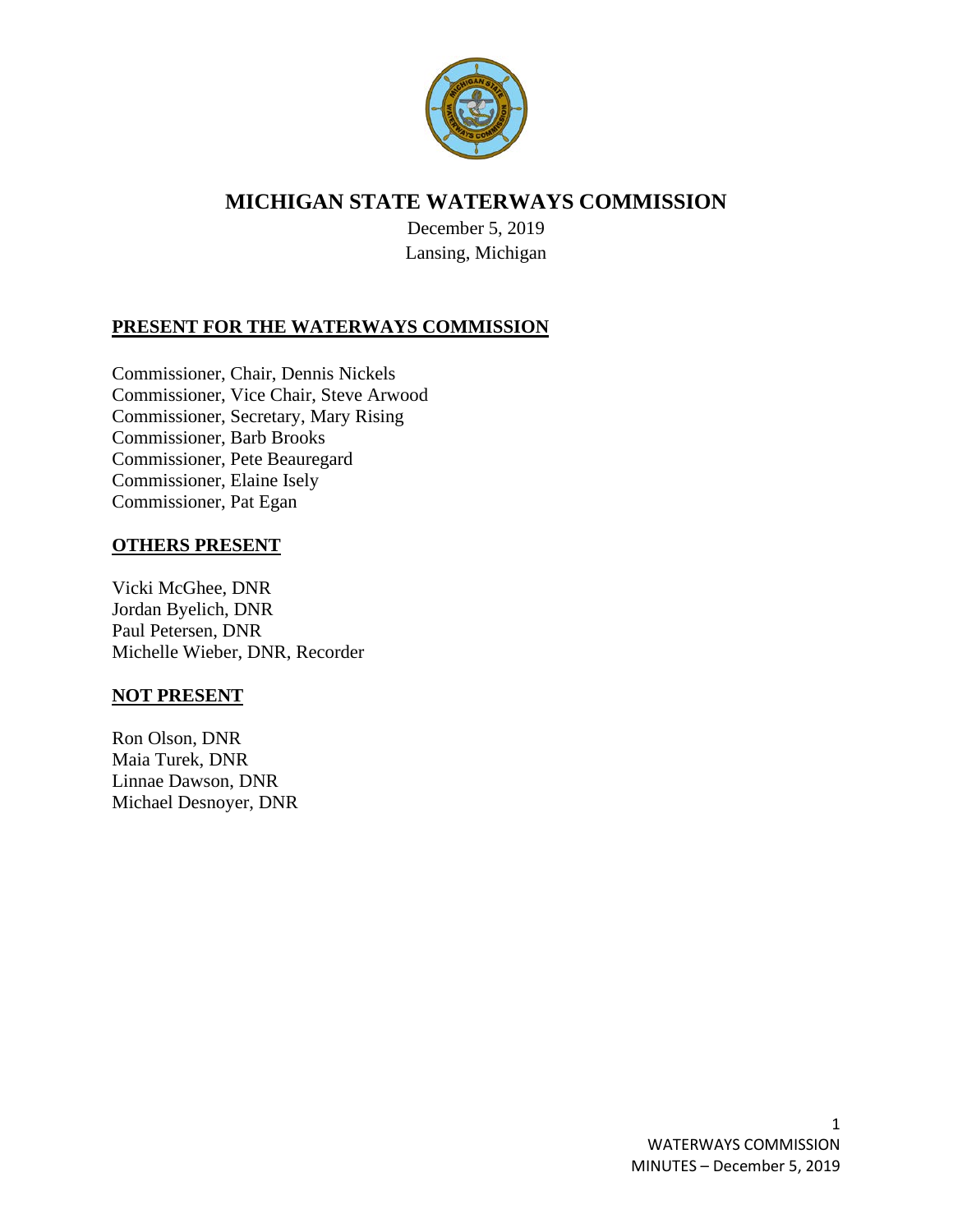# MICHIGAN STATE WATERWAYS COMMISSION

December 5, 2019
Lansing, Michigan

## PRESENT FOR THE WATERWAYS COMMISSION

Commissioner, Chair, Dennis Nickels
Commissioner, Vice Chair, Steve Arwood
Commissioner, Secretary, Mary Rising
Commissioner, Barb Brooks
Commissioner, Pete Beauregard
Commissioner, Elaine Isely
Commissioner, Pat Egan

## OTHERS PRESENT

Vicki McGhee, DNR
Jordan Byelich, DNR
Paul Petersen, DNR
Michelle Wieber, DNR, Recorder

## NOT PRESENT

Ron Olson, DNR
Maia Turek, DNR
Linnae Dawson, DNR
Michael Desnoyer, DNR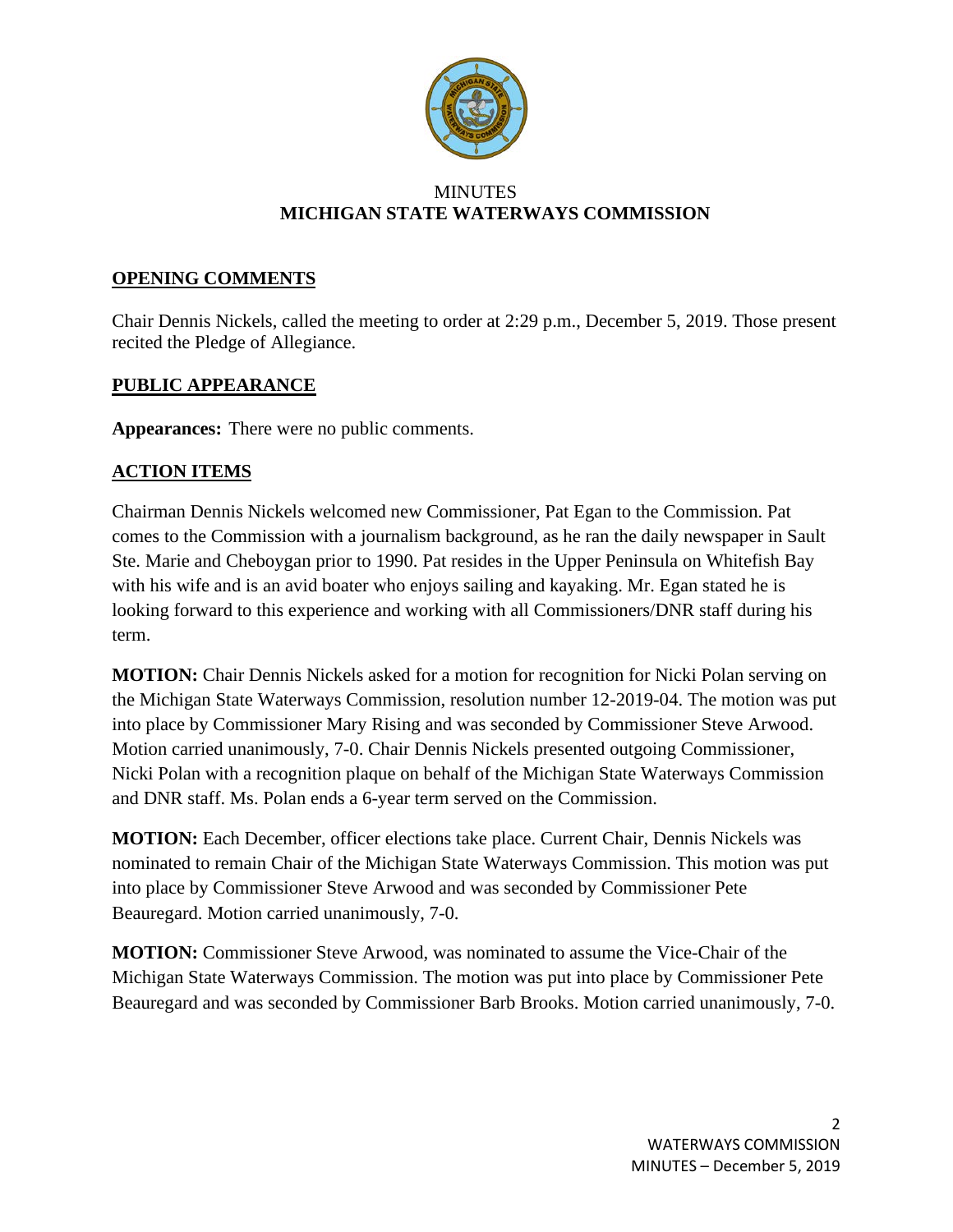MINUTES
**MICHIGAN STATE WATERWAYS COMMISSION**

## OPENING COMMENTS

Chair Dennis Nickels, called the meeting to order at 2:29 p.m., December 5, 2019. Those present recited the Pledge of Allegiance.

## PUBLIC APPEARANCE

**Appearances:** There were no public comments.

## ACTION ITEMS

Chairman Dennis Nickels welcomed new Commissioner, Pat Egan to the Commission. Pat comes to the Commission with a journalism background, as he ran the daily newspaper in Sault Ste. Marie and Cheboygan prior to 1990. Pat resides in the Upper Peninsula on Whitefish Bay with his wife and is an avid boater who enjoys sailing and kayaking. Mr. Egan stated he is looking forward to this experience and working with all Commissioners/DNR staff during his term.

**MOTION:** Chair Dennis Nickels asked for a motion for recognition for Nicki Polan serving on the Michigan State Waterways Commission, resolution number 12-2019-04. The motion was put into place by Commissioner Mary Rising and was seconded by Commissioner Steve Arwood. Motion carried unanimously, 7-0. Chair Dennis Nickels presented outgoing Commissioner, Nicki Polan with a recognition plaque on behalf of the Michigan State Waterways Commission and DNR staff. Ms. Polan ends a 6-year term served on the Commission.

**MOTION:** Each December, officer elections take place. Current Chair, Dennis Nickels was nominated to remain Chair of the Michigan State Waterways Commission. This motion was put into place by Commissioner Steve Arwood and was seconded by Commissioner Pete Beauregard. Motion carried unanimously, 7-0.

**MOTION:** Commissioner Steve Arwood, was nominated to assume the Vice-Chair of the Michigan State Waterways Commission. The motion was put into place by Commissioner Pete Beauregard and was seconded by Commissioner Barb Brooks. Motion carried unanimously, 7-0.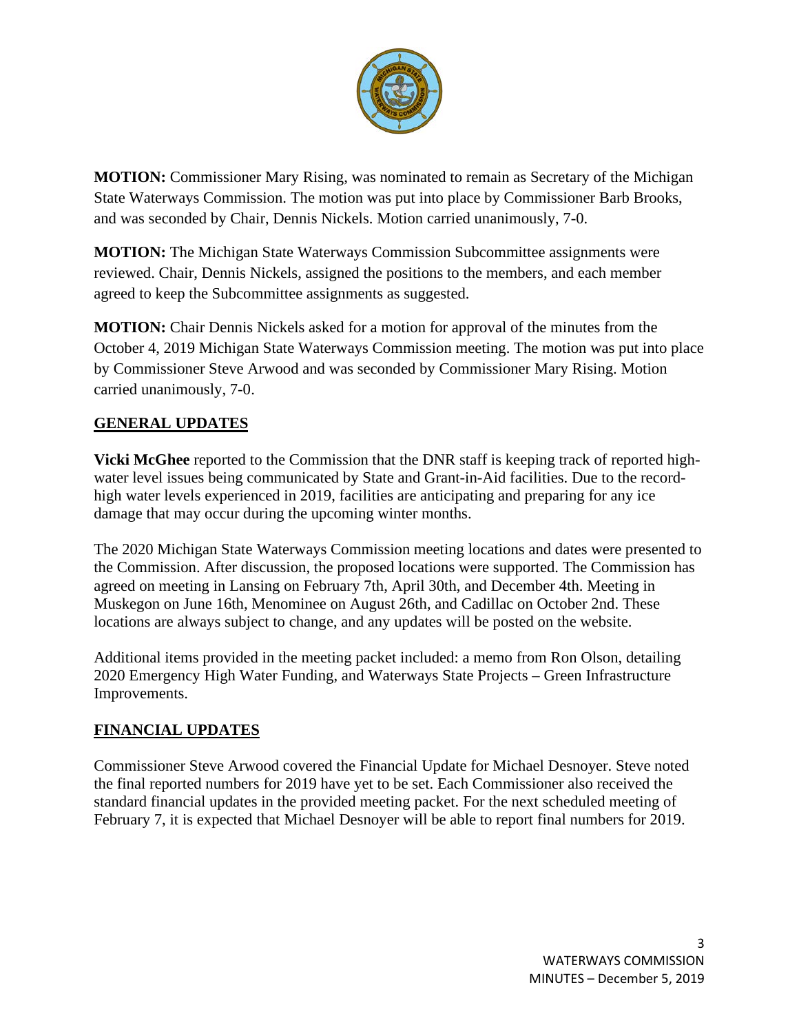**MOTION:** Commissioner Mary Rising, was nominated to remain as Secretary of the Michigan State Waterways Commission. The motion was put into place by Commissioner Barb Brooks, and was seconded by Chair, Dennis Nickels. Motion carried unanimously, 7-0.

**MOTION:** The Michigan State Waterways Commission Subcommittee assignments were reviewed. Chair, Dennis Nickels, assigned the positions to the members, and each member agreed to keep the Subcommittee assignments as suggested.

**MOTION:** Chair Dennis Nickels asked for a motion for approval of the minutes from the October 4, 2019 Michigan State Waterways Commission meeting. The motion was put into place by Commissioner Steve Arwood and was seconded by Commissioner Mary Rising. Motion carried unanimously, 7-0.

## GENERAL UPDATES

**Vicki McGhee** reported to the Commission that the DNR staff is keeping track of reported high-water level issues being communicated by State and Grant-in-Aid facilities. Due to the record-high water levels experienced in 2019, facilities are anticipating and preparing for any ice damage that may occur during the upcoming winter months.

The 2020 Michigan State Waterways Commission meeting locations and dates were presented to the Commission. After discussion, the proposed locations were supported. The Commission has agreed on meeting in Lansing on February 7th, April 30th, and December 4th. Meeting in Muskegon on June 16th, Menominee on August 26th, and Cadillac on October 2nd. These locations are always subject to change, and any updates will be posted on the website.

Additional items provided in the meeting packet included: a memo from Ron Olson, detailing 2020 Emergency High Water Funding, and Waterways State Projects – Green Infrastructure Improvements.

## FINANCIAL UPDATES

Commissioner Steve Arwood covered the Financial Update for Michael Desnoyer. Steve noted the final reported numbers for 2019 have yet to be set. Each Commissioner also received the standard financial updates in the provided meeting packet. For the next scheduled meeting of February 7, it is expected that Michael Desnoyer will be able to report final numbers for 2019.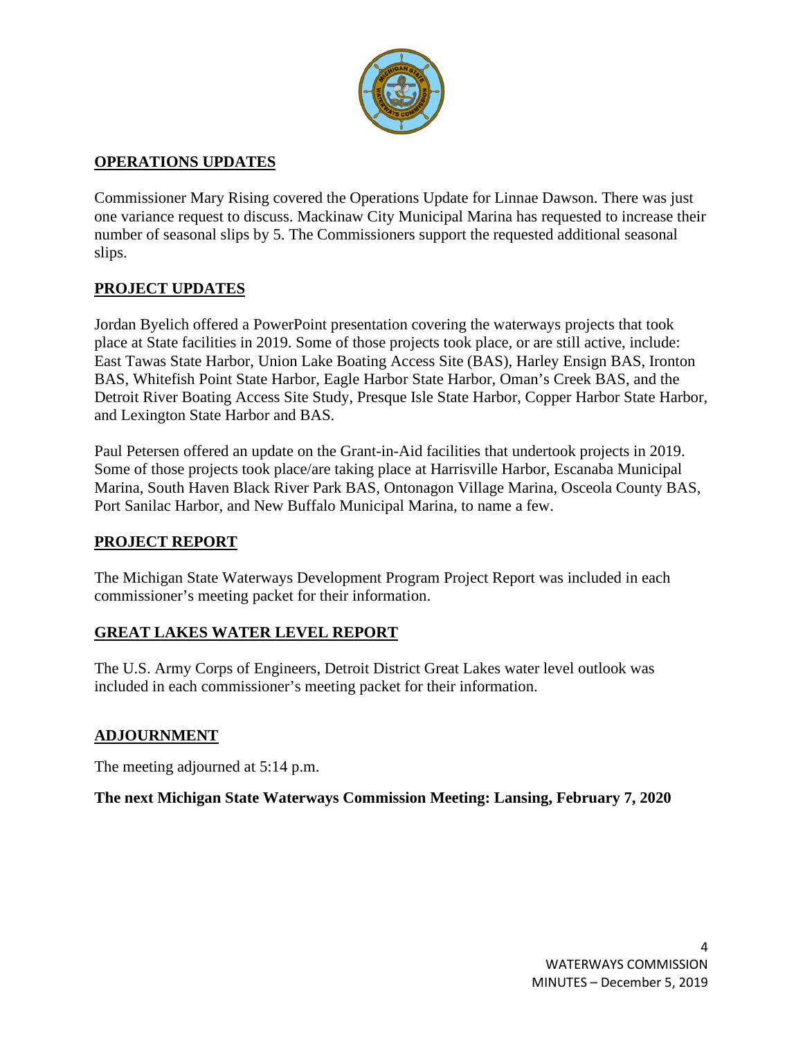## OPERATIONS UPDATES

Commissioner Mary Rising covered the Operations Update for Linnae Dawson. There was just one variance request to discuss. Mackinaw City Municipal Marina has requested to increase their number of seasonal slips by 5. The Commissioners support the requested additional seasonal slips.

## PROJECT UPDATES

Jordan Byelich offered a PowerPoint presentation covering the waterways projects that took place at State facilities in 2019. Some of those projects took place, or are still active, include: East Tawas State Harbor, Union Lake Boating Access Site (BAS), Harley Ensign BAS, Ironton BAS, Whitefish Point State Harbor, Eagle Harbor State Harbor, Oman's Creek BAS, and the Detroit River Boating Access Site Study, Presque Isle State Harbor, Copper Harbor State Harbor, and Lexington State Harbor and BAS.

Paul Petersen offered an update on the Grant-in-Aid facilities that undertook projects in 2019. Some of those projects took place/are taking place at Harrisville Harbor, Escanaba Municipal Marina, South Haven Black River Park BAS, Ontonagon Village Marina, Osceola County BAS, Port Sanilac Harbor, and New Buffalo Municipal Marina, to name a few.

## PROJECT REPORT

The Michigan State Waterways Development Program Project Report was included in each commissioner's meeting packet for their information.

## GREAT LAKES WATER LEVEL REPORT

The U.S. Army Corps of Engineers, Detroit District Great Lakes water level outlook was included in each commissioner's meeting packet for their information.

## ADJOURNMENT

The meeting adjourned at 5:14 p.m.

**The next Michigan State Waterways Commission Meeting: Lansing, February 7, 2020**